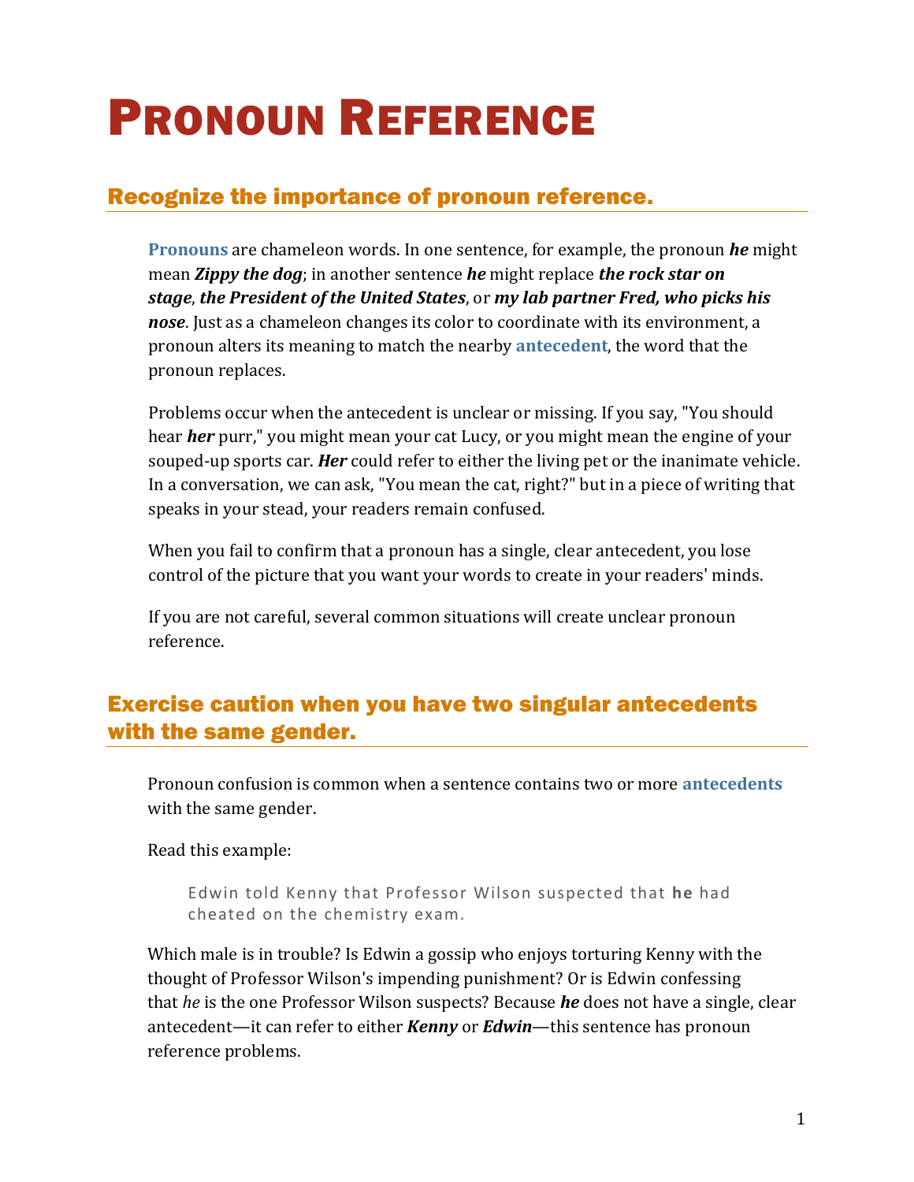# Pronoun Reference

## Recognize the importance of pronoun reference.

**Pronouns** are chameleon words. In one sentence, for example, the pronoun ***he*** might mean ***Zippy the dog***; in another sentence ***he*** might replace ***the rock star on stage***, ***the President of the United States***, or ***my lab partner Fred, who picks his nose***. Just as a chameleon changes its color to coordinate with its environment, a pronoun alters its meaning to match the nearby **antecedent**, the word that the pronoun replaces.

Problems occur when the antecedent is unclear or missing. If you say, "You should hear ***her*** purr," you might mean your cat Lucy, or you might mean the engine of your souped-up sports car. ***Her*** could refer to either the living pet or the inanimate vehicle. In a conversation, we can ask, "You mean the cat, right?" but in a piece of writing that speaks in your stead, your readers remain confused.

When you fail to confirm that a pronoun has a single, clear antecedent, you lose control of the picture that you want your words to create in your readers' minds.

If you are not careful, several common situations will create unclear pronoun reference.

## Exercise caution when you have two singular antecedents with the same gender.

Pronoun confusion is common when a sentence contains two or more **antecedents** with the same gender.

Read this example:

> Edwin told Kenny that Professor Wilson suspected that **he** had cheated on the chemistry exam.

Which male is in trouble? Is Edwin a gossip who enjoys torturing Kenny with the thought of Professor Wilson's impending punishment? Or is Edwin confessing that *he* is the one Professor Wilson suspects? Because ***he*** does not have a single, clear antecedent—it can refer to either ***Kenny*** or ***Edwin***—this sentence has pronoun reference problems.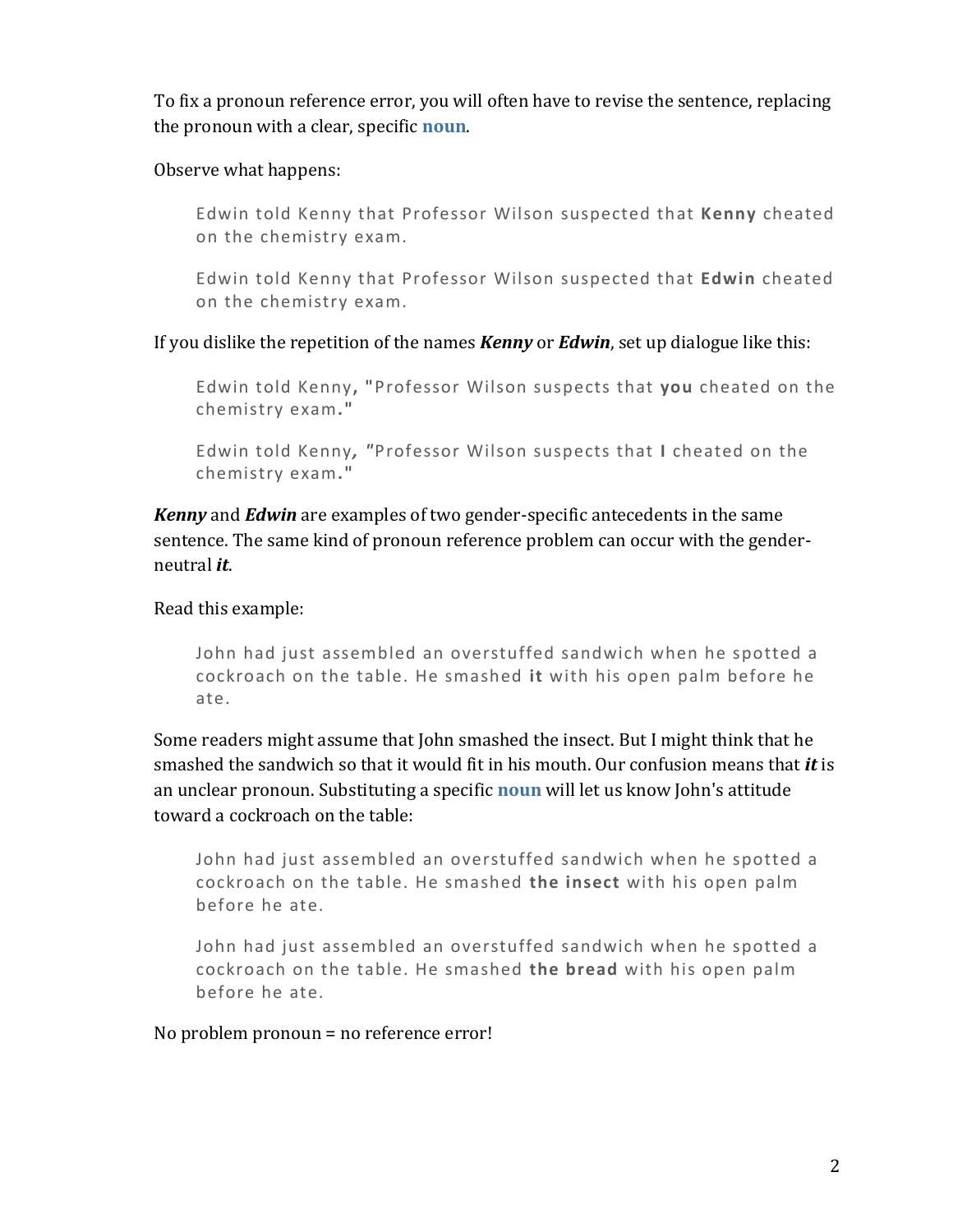To fix a pronoun reference error, you will often have to revise the sentence, replacing the pronoun with a clear, specific **noun**.

Observe what happens:

> Edwin told Kenny that Professor Wilson suspected that **Kenny** cheated on the chemistry exam.

> Edwin told Kenny that Professor Wilson suspected that **Edwin** cheated on the chemistry exam.

If you dislike the repetition of the names ***Kenny*** or ***Edwin***, set up dialogue like this:

> Edwin told Kenny**,** "Professor Wilson suspects that **you** cheated on the chemistry exam**.**"

> Edwin told Kenny**,** "Professor Wilson suspects that **I** cheated on the chemistry exam**.**"

***Kenny*** and ***Edwin*** are examples of two gender-specific antecedents in the same sentence. The same kind of pronoun reference problem can occur with the gender-neutral ***it***.

Read this example:

> John had just assembled an overstuffed sandwich when he spotted a cockroach on the table. He smashed **it** with his open palm before he ate.

Some readers might assume that John smashed the insect. But I might think that he smashed the sandwich so that it would fit in his mouth. Our confusion means that ***it*** is an unclear pronoun. Substituting a specific **noun** will let us know John's attitude toward a cockroach on the table:

> John had just assembled an overstuffed sandwich when he spotted a cockroach on the table. He smashed **the insect** with his open palm before he ate.

> John had just assembled an overstuffed sandwich when he spotted a cockroach on the table. He smashed **the bread** with his open palm before he ate.

No problem pronoun = no reference error!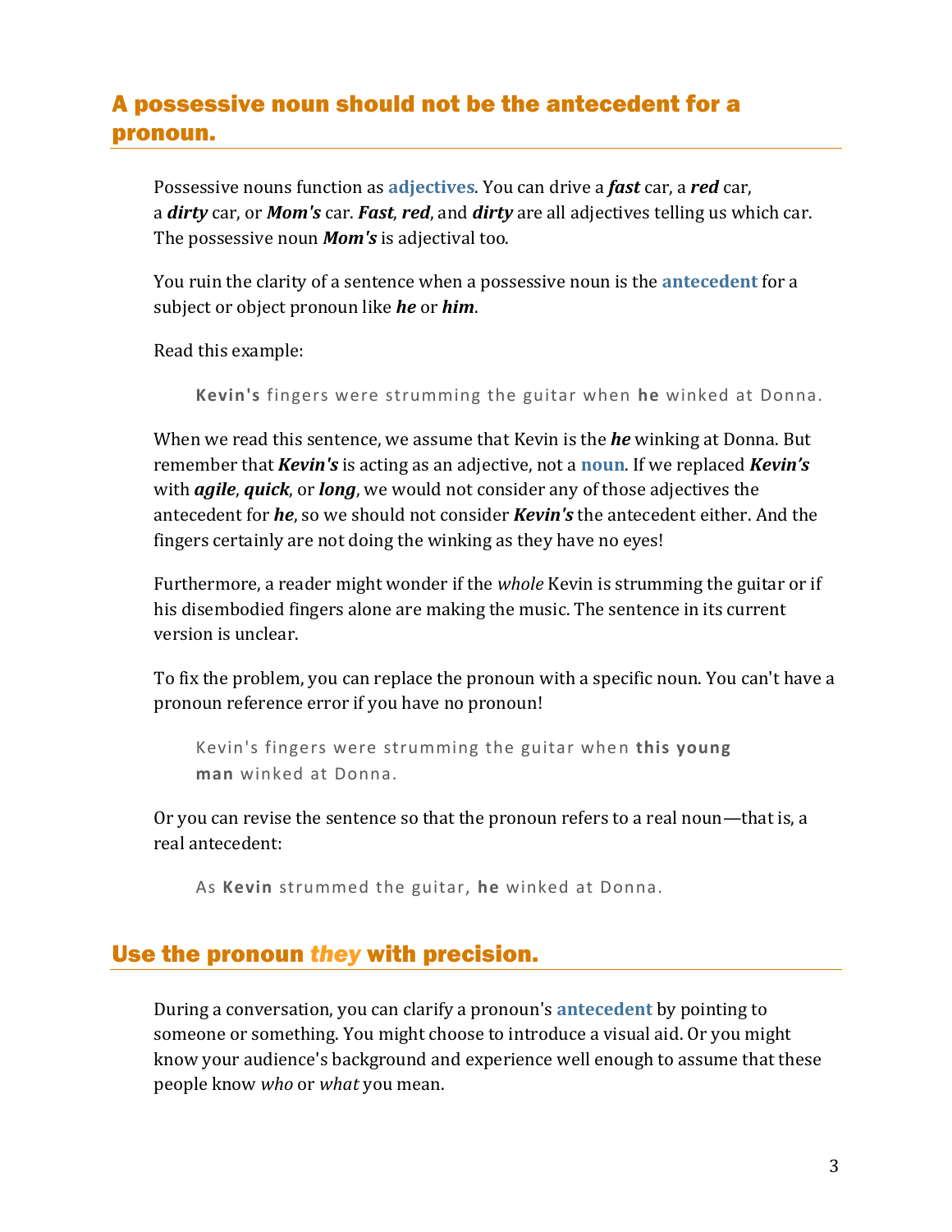## A possessive noun should not be the antecedent for a pronoun.

Possessive nouns function as **adjectives**. You can drive a ***fast*** car, a ***red*** car, a ***dirty*** car, or ***Mom's*** car. ***Fast***, ***red***, and ***dirty*** are all adjectives telling us which car. The possessive noun ***Mom's*** is adjectival too.

You ruin the clarity of a sentence when a possessive noun is the **antecedent** for a subject or object pronoun like ***he*** or ***him***.

Read this example:

> **Kevin's** fingers were strumming the guitar when **he** winked at Donna.

When we read this sentence, we assume that Kevin is the ***he*** winking at Donna. But remember that ***Kevin's*** is acting as an adjective, not a **noun**. If we replaced ***Kevin's*** with ***agile***, ***quick***, or ***long***, we would not consider any of those adjectives the antecedent for ***he***, so we should not consider ***Kevin's*** the antecedent either. And the fingers certainly are not doing the winking as they have no eyes!

Furthermore, a reader might wonder if the *whole* Kevin is strumming the guitar or if his disembodied fingers alone are making the music. The sentence in its current version is unclear.

To fix the problem, you can replace the pronoun with a specific noun. You can't have a pronoun reference error if you have no pronoun!

> Kevin's fingers were strumming the guitar when **this young man** winked at Donna.

Or you can revise the sentence so that the pronoun refers to a real noun—that is, a real antecedent:

> As **Kevin** strummed the guitar, **he** winked at Donna.

## Use the pronoun *they* with precision.

During a conversation, you can clarify a pronoun's **antecedent** by pointing to someone or something. You might choose to introduce a visual aid. Or you might know your audience's background and experience well enough to assume that these people know *who* or *what* you mean.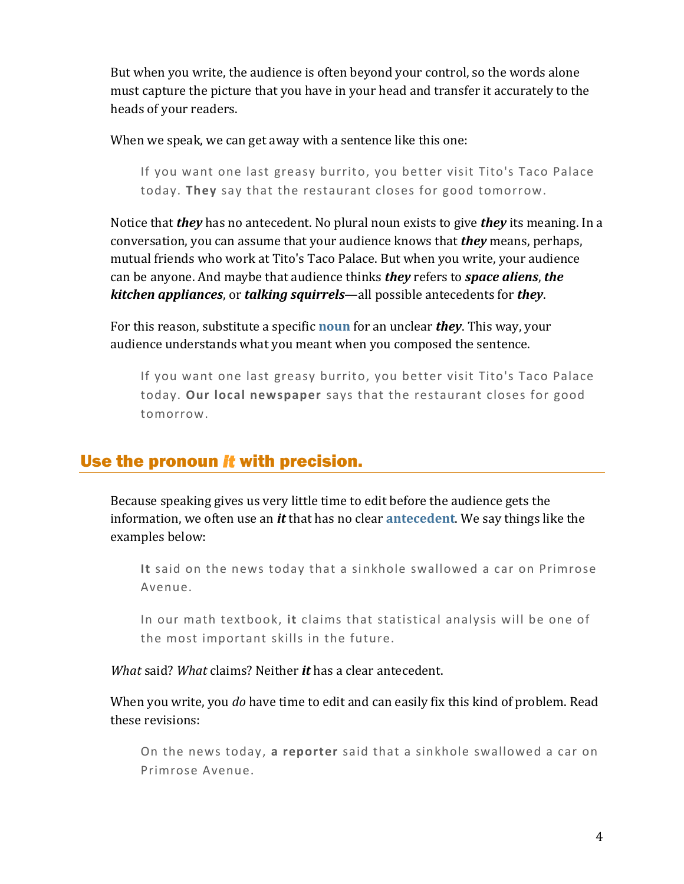But when you write, the audience is often beyond your control, so the words alone must capture the picture that you have in your head and transfer it accurately to the heads of your readers.

When we speak, we can get away with a sentence like this one:

> If you want one last greasy burrito, you better visit Tito's Taco Palace today. **They** say that the restaurant closes for good tomorrow.

Notice that ***they*** has no antecedent. No plural noun exists to give ***they*** its meaning. In a conversation, you can assume that your audience knows that ***they*** means, perhaps, mutual friends who work at Tito's Taco Palace. But when you write, your audience can be anyone. And maybe that audience thinks ***they*** refers to ***space aliens***, ***the kitchen appliances***, or ***talking squirrels***—all possible antecedents for ***they***.

For this reason, substitute a specific **noun** for an unclear ***they***. This way, your audience understands what you meant when you composed the sentence.

> If you want one last greasy burrito, you better visit Tito's Taco Palace today. **Our local newspaper** says that the restaurant closes for good tomorrow.

## Use the pronoun *It* with precision.

Because speaking gives us very little time to edit before the audience gets the information, we often use an ***it*** that has no clear **antecedent**. We say things like the examples below:

> **It** said on the news today that a sinkhole swallowed a car on Primrose Avenue.

> In our math textbook, **it** claims that statistical analysis will be one of the most important skills in the future.

*What* said? *What* claims? Neither ***it*** has a clear antecedent.

When you write, you *do* have time to edit and can easily fix this kind of problem. Read these revisions:

> On the news today, **a reporter** said that a sinkhole swallowed a car on Primrose Avenue.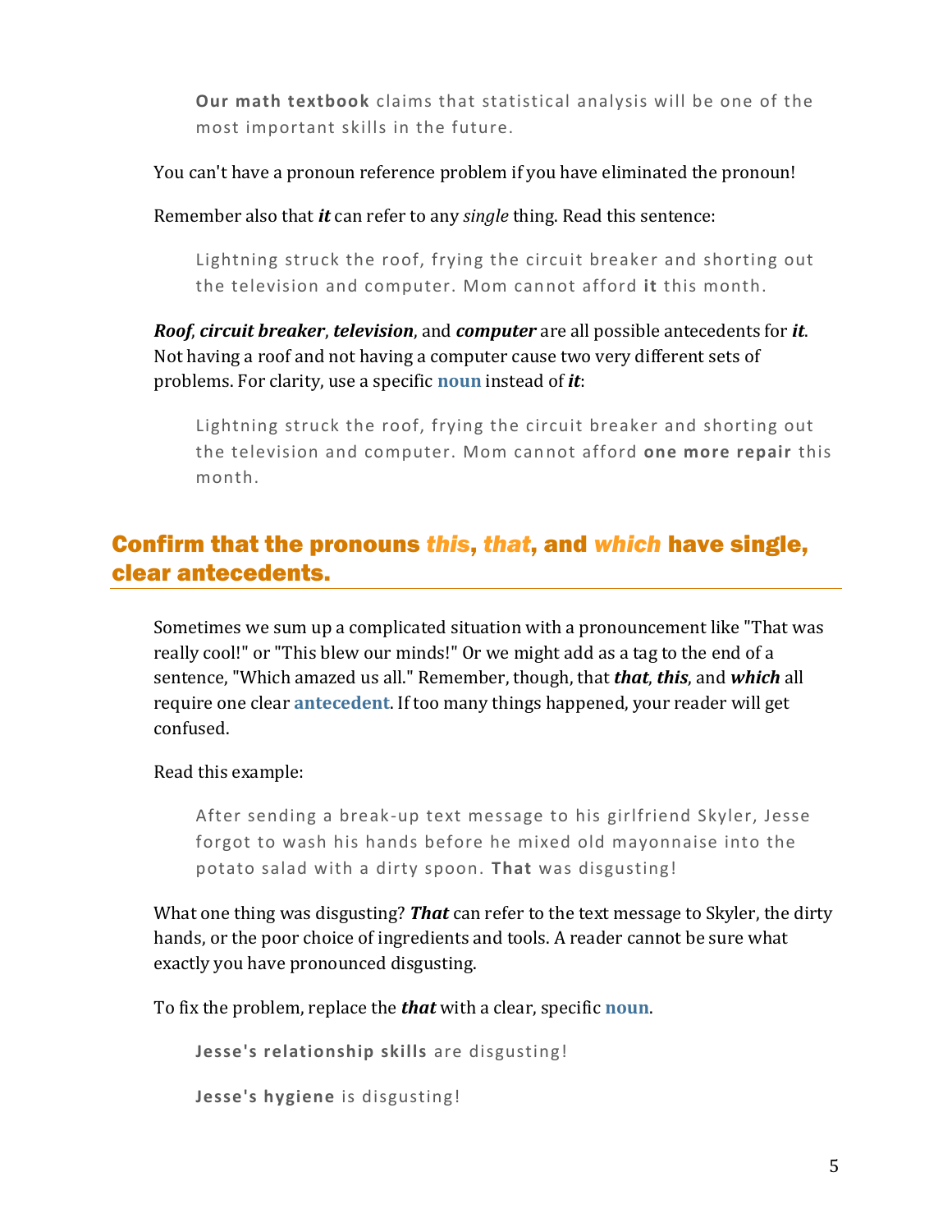> **Our math textbook** claims that statistical analysis will be one of the most important skills in the future.

You can't have a pronoun reference problem if you have eliminated the pronoun!

Remember also that ***it*** can refer to any *single* thing. Read this sentence:

> Lightning struck the roof, frying the circuit breaker and shorting out the television and computer. Mom cannot afford **it** this month.

***Roof***, ***circuit breaker***, ***television***, and ***computer*** are all possible antecedents for ***it***. Not having a roof and not having a computer cause two very different sets of problems. For clarity, use a specific **noun** instead of ***it***:

> Lightning struck the roof, frying the circuit breaker and shorting out the television and computer. Mom cannot afford **one more repair** this month.

## Confirm that the pronouns *this*, *that*, and *which* have single, clear antecedents.

Sometimes we sum up a complicated situation with a pronouncement like "That was really cool!" or "This blew our minds!" Or we might add as a tag to the end of a sentence, "Which amazed us all." Remember, though, that ***that***, ***this***, and ***which*** all require one clear **antecedent**. If too many things happened, your reader will get confused.

Read this example:

> After sending a break-up text message to his girlfriend Skyler, Jesse forgot to wash his hands before he mixed old mayonnaise into the potato salad with a dirty spoon. **That** was disgusting!

What one thing was disgusting? ***That*** can refer to the text message to Skyler, the dirty hands, or the poor choice of ingredients and tools. A reader cannot be sure what exactly you have pronounced disgusting.

To fix the problem, replace the ***that*** with a clear, specific **noun**.

> **Jesse's relationship skills** are disgusting!

> **Jesse's hygiene** is disgusting!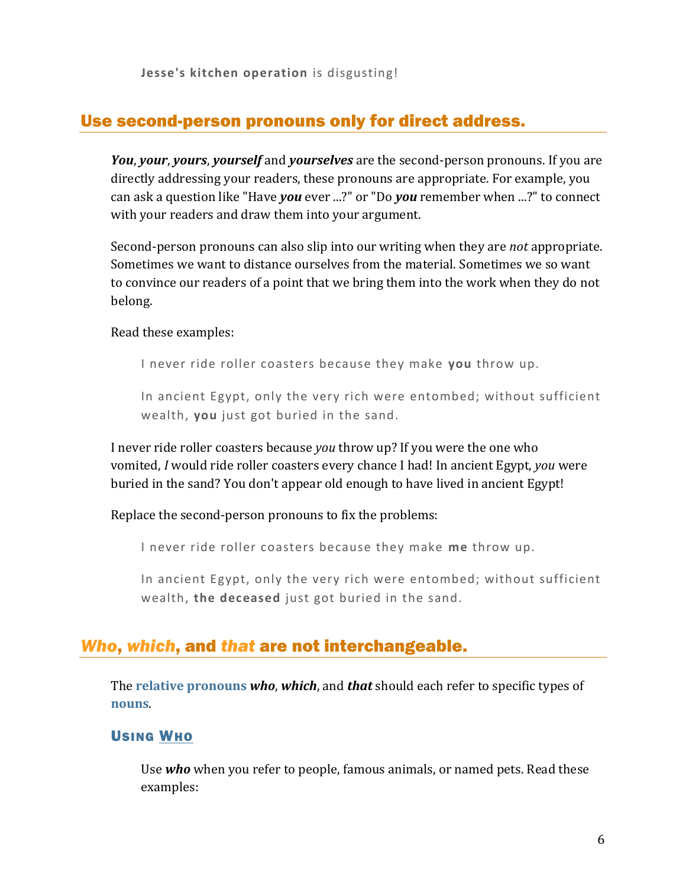> **Jesse's kitchen operation** is disgusting!

## Use second-person pronouns only for direct address.

***You***, ***your***, ***yours***, ***yourself*** and ***yourselves*** are the second-person pronouns. If you are directly addressing your readers, these pronouns are appropriate. For example, you can ask a question like "Have ***you*** ever ...?" or "Do ***you*** remember when ...?" to connect with your readers and draw them into your argument.

Second-person pronouns can also slip into our writing when they are *not* appropriate. Sometimes we want to distance ourselves from the material. Sometimes we so want to convince our readers of a point that we bring them into the work when they do not belong.

Read these examples:

> I never ride roller coasters because they make **you** throw up.

> In ancient Egypt, only the very rich were entombed; without sufficient wealth, **you** just got buried in the sand.

I never ride roller coasters because *you* throw up? If you were the one who vomited, *I* would ride roller coasters every chance I had! In ancient Egypt, *you* were buried in the sand? You don't appear old enough to have lived in ancient Egypt!

Replace the second-person pronouns to fix the problems:

> I never ride roller coasters because they make **me** throw up.

> In ancient Egypt, only the very rich were entombed; without sufficient wealth, **the deceased** just got buried in the sand.

## *Who*, *which*, and *that* are not interchangeable.

The **relative pronouns** ***who***, ***which***, and ***that*** should each refer to specific types of **nouns**.

### Using Who

Use ***who*** when you refer to people, famous animals, or named pets. Read these examples: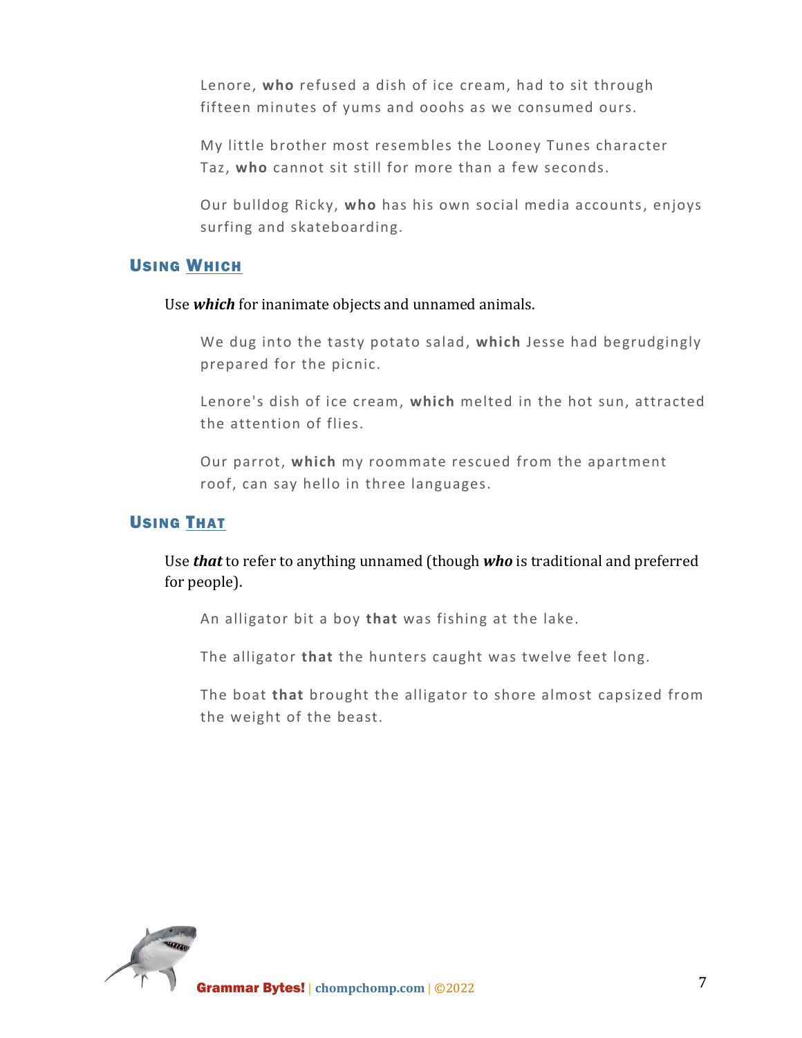Lenore, **who** refused a dish of ice cream, had to sit through fifteen minutes of yums and ooohs as we consumed ours.

My little brother most resembles the Looney Tunes character Taz, **who** cannot sit still for more than a few seconds.

Our bulldog Ricky, **who** has his own social media accounts, enjoys surfing and skateboarding.

## Using Which

Use ***which*** for inanimate objects and unnamed animals.

We dug into the tasty potato salad, **which** Jesse had begrudgingly prepared for the picnic.

Lenore's dish of ice cream, **which** melted in the hot sun, attracted the attention of flies.

Our parrot, **which** my roommate rescued from the apartment roof, can say hello in three languages.

## Using That

Use ***that*** to refer to anything unnamed (though ***who*** is traditional and preferred for people).

An alligator bit a boy **that** was fishing at the lake.

The alligator **that** the hunters caught was twelve feet long.

The boat **that** brought the alligator to shore almost capsized from the weight of the beast.